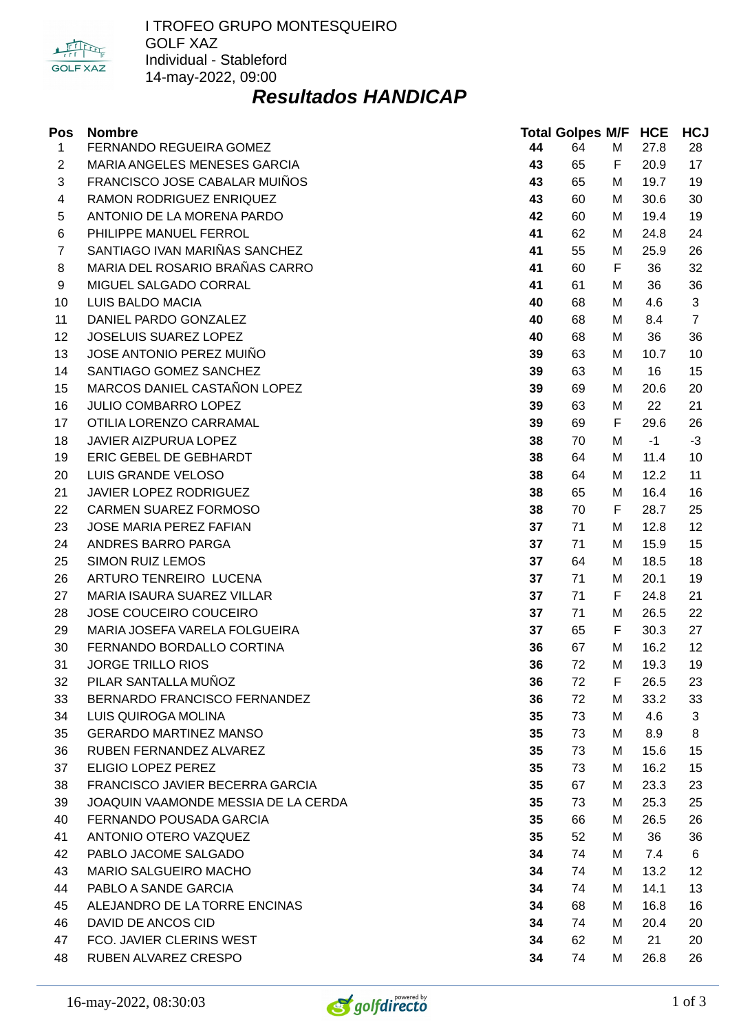I TROFEO GRUPO MONTESQUEIRO
GOLF XAZ
Individual - Stableford
14-may-2022, 09:00

## *Resultados HANDICAP*

| Pos | Nombre | Total | Golpes | M/F | HCE | HCJ |
|---|---|---|---|---|---|---|
| 1 | FERNANDO REGUEIRA GOMEZ | **44** | 64 | M | 27.8 | 28 |
| 2 | MARIA ANGELES MENESES GARCIA | **43** | 65 | F | 20.9 | 17 |
| 3 | FRANCISCO JOSE CABALAR MUIÑOS | **43** | 65 | M | 19.7 | 19 |
| 4 | RAMON RODRIGUEZ ENRIQUEZ | **43** | 60 | M | 30.6 | 30 |
| 5 | ANTONIO DE LA MORENA PARDO | **42** | 60 | M | 19.4 | 19 |
| 6 | PHILIPPE MANUEL FERROL | **41** | 62 | M | 24.8 | 24 |
| 7 | SANTIAGO IVAN MARIÑAS SANCHEZ | **41** | 55 | M | 25.9 | 26 |
| 8 | MARIA DEL ROSARIO BRAÑAS CARRO | **41** | 60 | F | 36 | 32 |
| 9 | MIGUEL SALGADO CORRAL | **41** | 61 | M | 36 | 36 |
| 10 | LUIS BALDO MACIA | **40** | 68 | M | 4.6 | 3 |
| 11 | DANIEL PARDO GONZALEZ | **40** | 68 | M | 8.4 | 7 |
| 12 | JOSELUIS SUAREZ LOPEZ | **40** | 68 | M | 36 | 36 |
| 13 | JOSE ANTONIO PEREZ MUIÑO | **39** | 63 | M | 10.7 | 10 |
| 14 | SANTIAGO GOMEZ SANCHEZ | **39** | 63 | M | 16 | 15 |
| 15 | MARCOS DANIEL CASTAÑON LOPEZ | **39** | 69 | M | 20.6 | 20 |
| 16 | JULIO COMBARRO LOPEZ | **39** | 63 | M | 22 | 21 |
| 17 | OTILIA LORENZO CARRAMAL | **39** | 69 | F | 29.6 | 26 |
| 18 | JAVIER AIZPURUA LOPEZ | **38** | 70 | M | -1 | -3 |
| 19 | ERIC GEBEL DE GEBHARDT | **38** | 64 | M | 11.4 | 10 |
| 20 | LUIS GRANDE VELOSO | **38** | 64 | M | 12.2 | 11 |
| 21 | JAVIER LOPEZ RODRIGUEZ | **38** | 65 | M | 16.4 | 16 |
| 22 | CARMEN SUAREZ FORMOSO | **38** | 70 | F | 28.7 | 25 |
| 23 | JOSE MARIA PEREZ FAFIAN | **37** | 71 | M | 12.8 | 12 |
| 24 | ANDRES BARRO PARGA | **37** | 71 | M | 15.9 | 15 |
| 25 | SIMON RUIZ LEMOS | **37** | 64 | M | 18.5 | 18 |
| 26 | ARTURO TENREIRO LUCENA | **37** | 71 | M | 20.1 | 19 |
| 27 | MARIA ISAURA SUAREZ VILLAR | **37** | 71 | F | 24.8 | 21 |
| 28 | JOSE COUCEIRO COUCEIRO | **37** | 71 | M | 26.5 | 22 |
| 29 | MARIA JOSEFA VARELA FOLGUEIRA | **37** | 65 | F | 30.3 | 27 |
| 30 | FERNANDO BORDALLO CORTINA | **36** | 67 | M | 16.2 | 12 |
| 31 | JORGE TRILLO RIOS | **36** | 72 | M | 19.3 | 19 |
| 32 | PILAR SANTALLA MUÑOZ | **36** | 72 | F | 26.5 | 23 |
| 33 | BERNARDO FRANCISCO FERNANDEZ | **36** | 72 | M | 33.2 | 33 |
| 34 | LUIS QUIROGA MOLINA | **35** | 73 | M | 4.6 | 3 |
| 35 | GERARDO MARTINEZ MANSO | **35** | 73 | M | 8.9 | 8 |
| 36 | RUBEN FERNANDEZ ALVAREZ | **35** | 73 | M | 15.6 | 15 |
| 37 | ELIGIO LOPEZ PEREZ | **35** | 73 | M | 16.2 | 15 |
| 38 | FRANCISCO JAVIER BECERRA GARCIA | **35** | 67 | M | 23.3 | 23 |
| 39 | JOAQUIN VAAMONDE MESSIA DE LA CERDA | **35** | 73 | M | 25.3 | 25 |
| 40 | FERNANDO POUSADA GARCIA | **35** | 66 | M | 26.5 | 26 |
| 41 | ANTONIO OTERO VAZQUEZ | **35** | 52 | M | 36 | 36 |
| 42 | PABLO JACOME SALGADO | **34** | 74 | M | 7.4 | 6 |
| 43 | MARIO SALGUEIRO MACHO | **34** | 74 | M | 13.2 | 12 |
| 44 | PABLO A SANDE GARCIA | **34** | 74 | M | 14.1 | 13 |
| 45 | ALEJANDRO DE LA TORRE ENCINAS | **34** | 68 | M | 16.8 | 16 |
| 46 | DAVID DE ANCOS CID | **34** | 74 | M | 20.4 | 20 |
| 47 | FCO. JAVIER CLERINS WEST | **34** | 62 | M | 21 | 20 |
| 48 | RUBEN ALVAREZ CRESPO | **34** | 74 | M | 26.8 | 26 |

16-may-2022, 08:30:03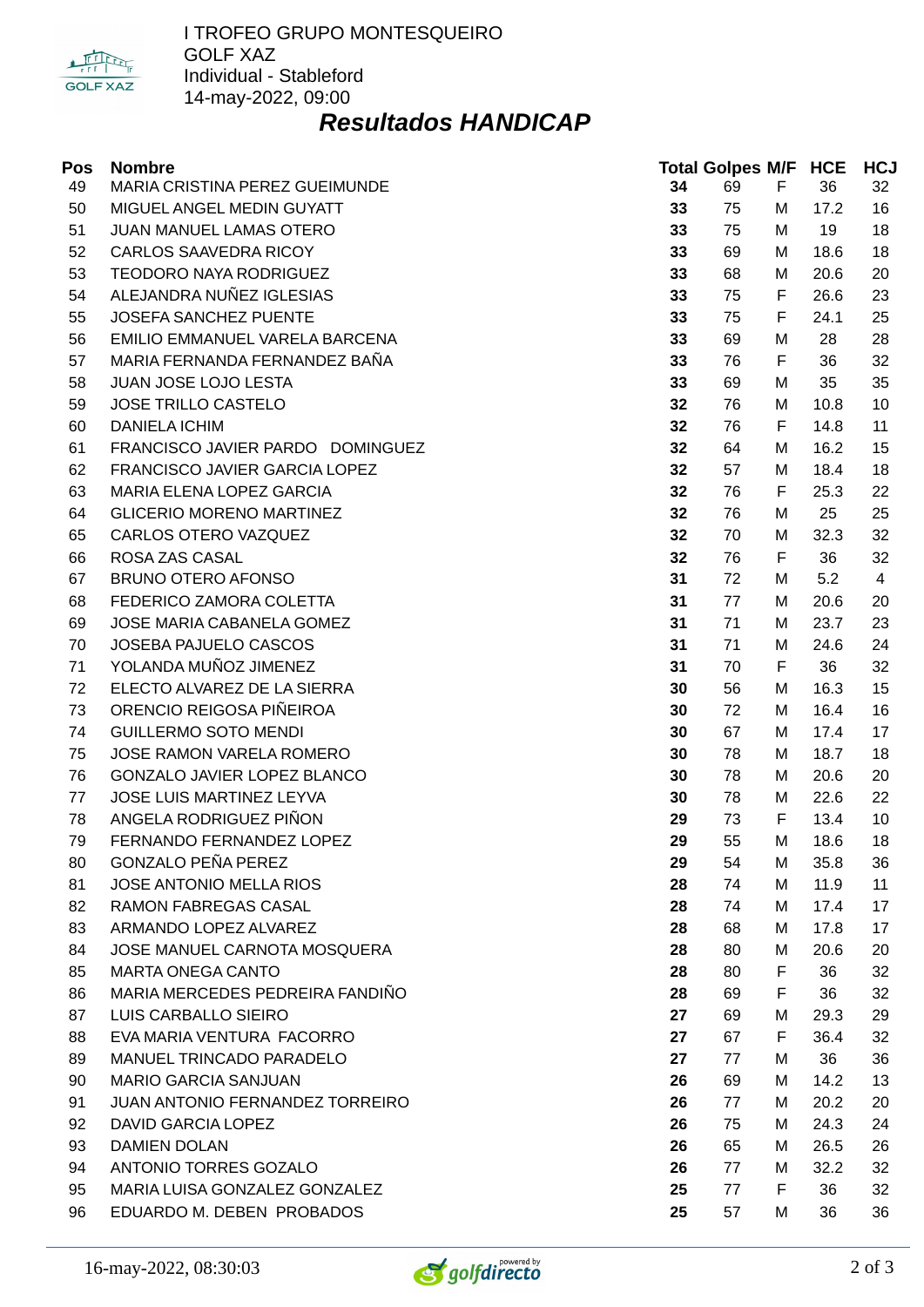I TROFEO GRUPO MONTESQUEIRO
GOLF XAZ
Individual - Stableford
14-may-2022, 09:00

## *Resultados HANDICAP*

| Pos | Nombre | Total | Golpes | M/F | HCE | HCJ |
|---|---|---|---|---|---|---|
| 49 | MARIA CRISTINA PEREZ GUEIMUNDE | **34** | 69 | F | 36 | 32 |
| 50 | MIGUEL ANGEL MEDIN GUYATT | **33** | 75 | M | 17.2 | 16 |
| 51 | JUAN MANUEL LAMAS OTERO | **33** | 75 | M | 19 | 18 |
| 52 | CARLOS SAAVEDRA RICOY | **33** | 69 | M | 18.6 | 18 |
| 53 | TEODORO NAYA RODRIGUEZ | **33** | 68 | M | 20.6 | 20 |
| 54 | ALEJANDRA NUÑEZ IGLESIAS | **33** | 75 | F | 26.6 | 23 |
| 55 | JOSEFA SANCHEZ PUENTE | **33** | 75 | F | 24.1 | 25 |
| 56 | EMILIO EMMANUEL VARELA BARCENA | **33** | 69 | M | 28 | 28 |
| 57 | MARIA FERNANDA FERNANDEZ BAÑA | **33** | 76 | F | 36 | 32 |
| 58 | JUAN JOSE LOJO LESTA | **33** | 69 | M | 35 | 35 |
| 59 | JOSE TRILLO CASTELO | **32** | 76 | M | 10.8 | 10 |
| 60 | DANIELA ICHIM | **32** | 76 | F | 14.8 | 11 |
| 61 | FRANCISCO JAVIER PARDO DOMINGUEZ | **32** | 64 | M | 16.2 | 15 |
| 62 | FRANCISCO JAVIER GARCIA LOPEZ | **32** | 57 | M | 18.4 | 18 |
| 63 | MARIA ELENA LOPEZ GARCIA | **32** | 76 | F | 25.3 | 22 |
| 64 | GLICERIO MORENO MARTINEZ | **32** | 76 | M | 25 | 25 |
| 65 | CARLOS OTERO VAZQUEZ | **32** | 70 | M | 32.3 | 32 |
| 66 | ROSA ZAS CASAL | **32** | 76 | F | 36 | 32 |
| 67 | BRUNO OTERO AFONSO | **31** | 72 | M | 5.2 | 4 |
| 68 | FEDERICO ZAMORA COLETTA | **31** | 77 | M | 20.6 | 20 |
| 69 | JOSE MARIA CABANELA GOMEZ | **31** | 71 | M | 23.7 | 23 |
| 70 | JOSEBA PAJUELO CASCOS | **31** | 71 | M | 24.6 | 24 |
| 71 | YOLANDA MUÑOZ JIMENEZ | **31** | 70 | F | 36 | 32 |
| 72 | ELECTO ALVAREZ DE LA SIERRA | **30** | 56 | M | 16.3 | 15 |
| 73 | ORENCIO REIGOSA PIÑEIROA | **30** | 72 | M | 16.4 | 16 |
| 74 | GUILLERMO SOTO MENDI | **30** | 67 | M | 17.4 | 17 |
| 75 | JOSE RAMON VARELA ROMERO | **30** | 78 | M | 18.7 | 18 |
| 76 | GONZALO JAVIER LOPEZ BLANCO | **30** | 78 | M | 20.6 | 20 |
| 77 | JOSE LUIS MARTINEZ LEYVA | **30** | 78 | M | 22.6 | 22 |
| 78 | ANGELA RODRIGUEZ PIÑON | **29** | 73 | F | 13.4 | 10 |
| 79 | FERNANDO FERNANDEZ LOPEZ | **29** | 55 | M | 18.6 | 18 |
| 80 | GONZALO PEÑA PEREZ | **29** | 54 | M | 35.8 | 36 |
| 81 | JOSE ANTONIO MELLA RIOS | **28** | 74 | M | 11.9 | 11 |
| 82 | RAMON FABREGAS CASAL | **28** | 74 | M | 17.4 | 17 |
| 83 | ARMANDO LOPEZ ALVAREZ | **28** | 68 | M | 17.8 | 17 |
| 84 | JOSE MANUEL CARNOTA MOSQUERA | **28** | 80 | M | 20.6 | 20 |
| 85 | MARTA ONEGA CANTO | **28** | 80 | F | 36 | 32 |
| 86 | MARIA MERCEDES PEDREIRA FANDIÑO | **28** | 69 | F | 36 | 32 |
| 87 | LUIS CARBALLO SIEIRO | **27** | 69 | M | 29.3 | 29 |
| 88 | EVA MARIA VENTURA FACORRO | **27** | 67 | F | 36.4 | 32 |
| 89 | MANUEL TRINCADO PARADELO | **27** | 77 | M | 36 | 36 |
| 90 | MARIO GARCIA SANJUAN | **26** | 69 | M | 14.2 | 13 |
| 91 | JUAN ANTONIO FERNANDEZ TORREIRO | **26** | 77 | M | 20.2 | 20 |
| 92 | DAVID GARCIA LOPEZ | **26** | 75 | M | 24.3 | 24 |
| 93 | DAMIEN DOLAN | **26** | 65 | M | 26.5 | 26 |
| 94 | ANTONIO TORRES GOZALO | **26** | 77 | M | 32.2 | 32 |
| 95 | MARIA LUISA GONZALEZ GONZALEZ | **25** | 77 | F | 36 | 32 |
| 96 | EDUARDO M. DEBEN PROBADOS | **25** | 57 | M | 36 | 36 |

16-may-2022, 08:30:03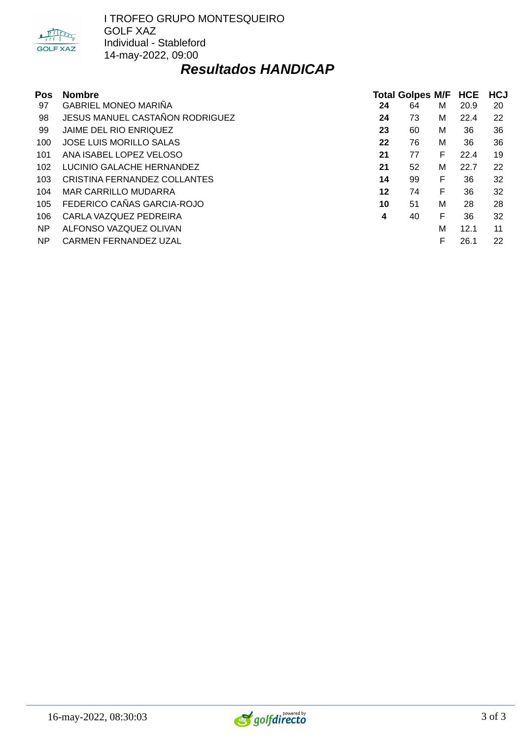I TROFEO GRUPO MONTESQUEIRO
GOLF XAZ
Individual - Stableford
14-may-2022, 09:00

## ***Resultados HANDICAP***

| Pos | Nombre | Total | Golpes | M/F | HCE | HCJ |
|---|---|---|---|---|---|---|
| 97 | GABRIEL MONEO MARIÑA | **24** | 64 | M | 20.9 | 20 |
| 98 | JESUS MANUEL CASTAÑON RODRIGUEZ | **24** | 73 | M | 22.4 | 22 |
| 99 | JAIME DEL RIO ENRIQUEZ | **23** | 60 | M | 36 | 36 |
| 100 | JOSE LUIS MORILLO SALAS | **22** | 76 | M | 36 | 36 |
| 101 | ANA ISABEL LOPEZ VELOSO | **21** | 77 | F | 22.4 | 19 |
| 102 | LUCINIO GALACHE HERNANDEZ | **21** | 52 | M | 22.7 | 22 |
| 103 | CRISTINA FERNANDEZ COLLANTES | **14** | 99 | F | 36 | 32 |
| 104 | MAR CARRILLO MUDARRA | **12** | 74 | F | 36 | 32 |
| 105 | FEDERICO CAÑAS GARCIA-ROJO | **10** | 51 | M | 28 | 28 |
| 106 | CARLA VAZQUEZ PEDREIRA | **4** | 40 | F | 36 | 32 |
| NP | ALFONSO VAZQUEZ OLIVAN | | | M | 12.1 | 11 |
| NP | CARMEN FERNANDEZ UZAL | | | F | 26.1 | 22 |

16-may-2022, 08:30:03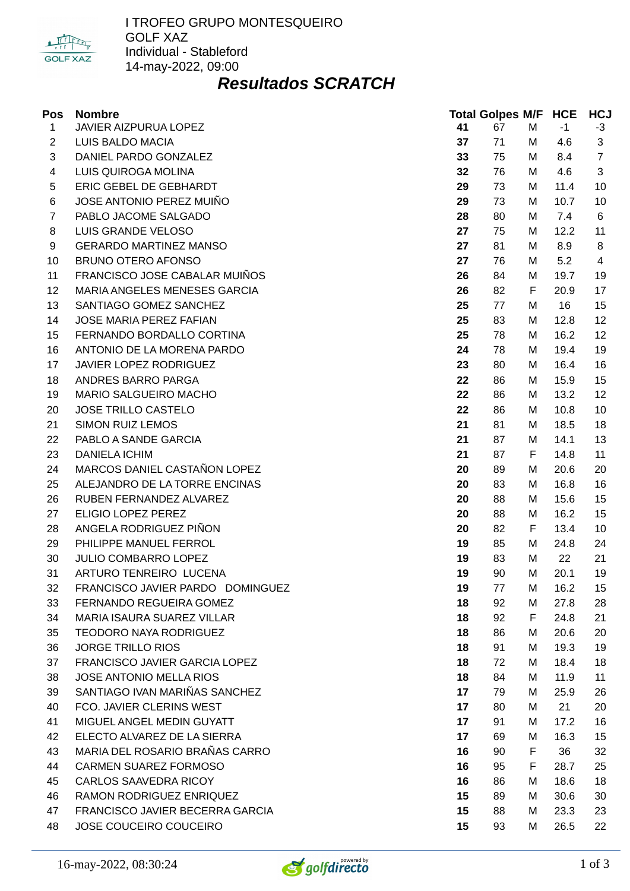I TROFEO GRUPO MONTESQUEIRO
GOLF XAZ
Individual - Stableford
14-may-2022, 09:00

# *Resultados SCRATCH*

| Pos | Nombre | Total | Golpes | M/F | HCE | HCJ |
|---|---|---|---|---|---|---|
| 1 | JAVIER AIZPURUA LOPEZ | **41** | 67 | M | -1 | -3 |
| 2 | LUIS BALDO MACIA | **37** | 71 | M | 4.6 | 3 |
| 3 | DANIEL PARDO GONZALEZ | **33** | 75 | M | 8.4 | 7 |
| 4 | LUIS QUIROGA MOLINA | **32** | 76 | M | 4.6 | 3 |
| 5 | ERIC GEBEL DE GEBHARDT | **29** | 73 | M | 11.4 | 10 |
| 6 | JOSE ANTONIO PEREZ MUIÑO | **29** | 73 | M | 10.7 | 10 |
| 7 | PABLO JACOME SALGADO | **28** | 80 | M | 7.4 | 6 |
| 8 | LUIS GRANDE VELOSO | **27** | 75 | M | 12.2 | 11 |
| 9 | GERARDO MARTINEZ MANSO | **27** | 81 | M | 8.9 | 8 |
| 10 | BRUNO OTERO AFONSO | **27** | 76 | M | 5.2 | 4 |
| 11 | FRANCISCO JOSE CABALAR MUIÑOS | **26** | 84 | M | 19.7 | 19 |
| 12 | MARIA ANGELES MENESES GARCIA | **26** | 82 | F | 20.9 | 17 |
| 13 | SANTIAGO GOMEZ SANCHEZ | **25** | 77 | M | 16 | 15 |
| 14 | JOSE MARIA PEREZ FAFIAN | **25** | 83 | M | 12.8 | 12 |
| 15 | FERNANDO BORDALLO CORTINA | **25** | 78 | M | 16.2 | 12 |
| 16 | ANTONIO DE LA MORENA PARDO | **24** | 78 | M | 19.4 | 19 |
| 17 | JAVIER LOPEZ RODRIGUEZ | **23** | 80 | M | 16.4 | 16 |
| 18 | ANDRES BARRO PARGA | **22** | 86 | M | 15.9 | 15 |
| 19 | MARIO SALGUEIRO MACHO | **22** | 86 | M | 13.2 | 12 |
| 20 | JOSE TRILLO CASTELO | **22** | 86 | M | 10.8 | 10 |
| 21 | SIMON RUIZ LEMOS | **21** | 81 | M | 18.5 | 18 |
| 22 | PABLO A SANDE GARCIA | **21** | 87 | M | 14.1 | 13 |
| 23 | DANIELA ICHIM | **21** | 87 | F | 14.8 | 11 |
| 24 | MARCOS DANIEL CASTAÑON LOPEZ | **20** | 89 | M | 20.6 | 20 |
| 25 | ALEJANDRO DE LA TORRE ENCINAS | **20** | 83 | M | 16.8 | 16 |
| 26 | RUBEN FERNANDEZ ALVAREZ | **20** | 88 | M | 15.6 | 15 |
| 27 | ELIGIO LOPEZ PEREZ | **20** | 88 | M | 16.2 | 15 |
| 28 | ANGELA RODRIGUEZ PIÑON | **20** | 82 | F | 13.4 | 10 |
| 29 | PHILIPPE MANUEL FERROL | **19** | 85 | M | 24.8 | 24 |
| 30 | JULIO COMBARRO LOPEZ | **19** | 83 | M | 22 | 21 |
| 31 | ARTURO TENREIRO LUCENA | **19** | 90 | M | 20.1 | 19 |
| 32 | FRANCISCO JAVIER PARDO DOMINGUEZ | **19** | 77 | M | 16.2 | 15 |
| 33 | FERNANDO REGUEIRA GOMEZ | **18** | 92 | M | 27.8 | 28 |
| 34 | MARIA ISAURA SUAREZ VILLAR | **18** | 92 | F | 24.8 | 21 |
| 35 | TEODORO NAYA RODRIGUEZ | **18** | 86 | M | 20.6 | 20 |
| 36 | JORGE TRILLO RIOS | **18** | 91 | M | 19.3 | 19 |
| 37 | FRANCISCO JAVIER GARCIA LOPEZ | **18** | 72 | M | 18.4 | 18 |
| 38 | JOSE ANTONIO MELLA RIOS | **18** | 84 | M | 11.9 | 11 |
| 39 | SANTIAGO IVAN MARIÑAS SANCHEZ | **17** | 79 | M | 25.9 | 26 |
| 40 | FCO. JAVIER CLERINS WEST | **17** | 80 | M | 21 | 20 |
| 41 | MIGUEL ANGEL MEDIN GUYATT | **17** | 91 | M | 17.2 | 16 |
| 42 | ELECTO ALVAREZ DE LA SIERRA | **17** | 69 | M | 16.3 | 15 |
| 43 | MARIA DEL ROSARIO BRAÑAS CARRO | **16** | 90 | F | 36 | 32 |
| 44 | CARMEN SUAREZ FORMOSO | **16** | 95 | F | 28.7 | 25 |
| 45 | CARLOS SAAVEDRA RICOY | **16** | 86 | M | 18.6 | 18 |
| 46 | RAMON RODRIGUEZ ENRIQUEZ | **15** | 89 | M | 30.6 | 30 |
| 47 | FRANCISCO JAVIER BECERRA GARCIA | **15** | 88 | M | 23.3 | 23 |
| 48 | JOSE COUCEIRO COUCEIRO | **15** | 93 | M | 26.5 | 22 |

16-may-2022, 08:30:24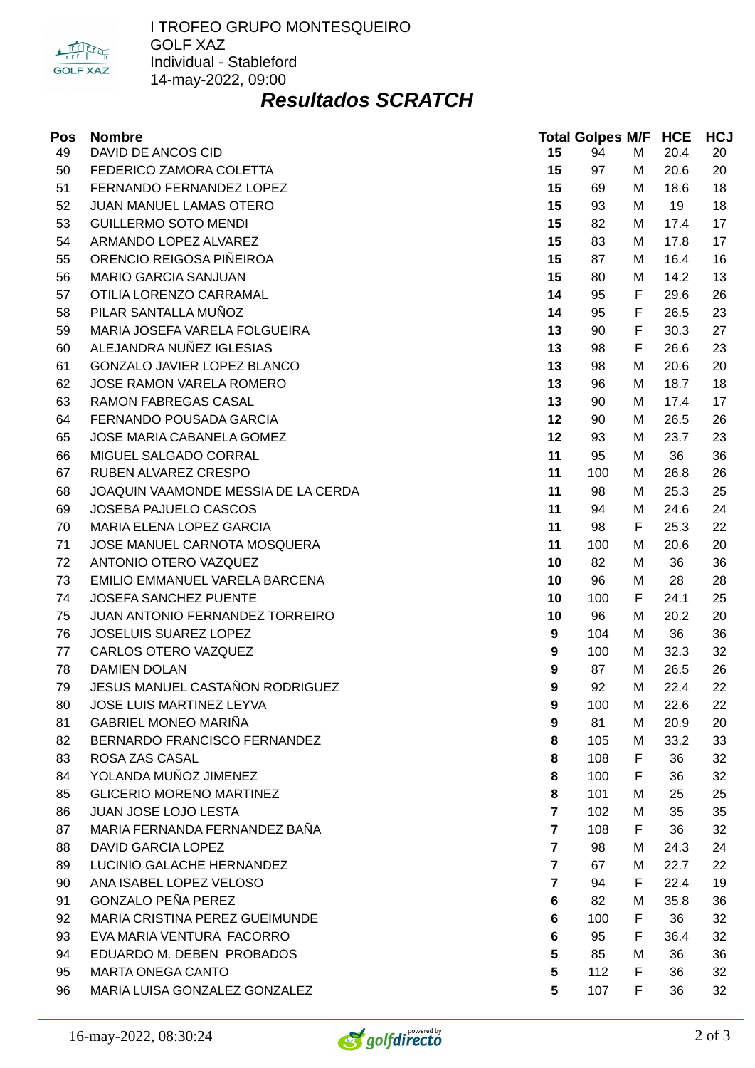I TROFEO GRUPO MONTESQUEIRO
GOLF XAZ
Individual - Stableford
14-may-2022, 09:00

## *Resultados SCRATCH*

| Pos | Nombre | Total | Golpes | M/F | HCE | HCJ |
|---|---|---|---|---|---|---|
| 49 | DAVID DE ANCOS CID | **15** | 94 | M | 20.4 | 20 |
| 50 | FEDERICO ZAMORA COLETTA | **15** | 97 | M | 20.6 | 20 |
| 51 | FERNANDO FERNANDEZ LOPEZ | **15** | 69 | M | 18.6 | 18 |
| 52 | JUAN MANUEL LAMAS OTERO | **15** | 93 | M | 19 | 18 |
| 53 | GUILLERMO SOTO MENDI | **15** | 82 | M | 17.4 | 17 |
| 54 | ARMANDO LOPEZ ALVAREZ | **15** | 83 | M | 17.8 | 17 |
| 55 | ORENCIO REIGOSA PIÑEIROA | **15** | 87 | M | 16.4 | 16 |
| 56 | MARIO GARCIA SANJUAN | **15** | 80 | M | 14.2 | 13 |
| 57 | OTILIA LORENZO CARRAMAL | **14** | 95 | F | 29.6 | 26 |
| 58 | PILAR SANTALLA MUÑOZ | **14** | 95 | F | 26.5 | 23 |
| 59 | MARIA JOSEFA VARELA FOLGUEIRA | **13** | 90 | F | 30.3 | 27 |
| 60 | ALEJANDRA NUÑEZ IGLESIAS | **13** | 98 | F | 26.6 | 23 |
| 61 | GONZALO JAVIER LOPEZ BLANCO | **13** | 98 | M | 20.6 | 20 |
| 62 | JOSE RAMON VARELA ROMERO | **13** | 96 | M | 18.7 | 18 |
| 63 | RAMON FABREGAS CASAL | **13** | 90 | M | 17.4 | 17 |
| 64 | FERNANDO POUSADA GARCIA | **12** | 90 | M | 26.5 | 26 |
| 65 | JOSE MARIA CABANELA GOMEZ | **12** | 93 | M | 23.7 | 23 |
| 66 | MIGUEL SALGADO CORRAL | **11** | 95 | M | 36 | 36 |
| 67 | RUBEN ALVAREZ CRESPO | **11** | 100 | M | 26.8 | 26 |
| 68 | JOAQUIN VAAMONDE MESSIA DE LA CERDA | **11** | 98 | M | 25.3 | 25 |
| 69 | JOSEBA PAJUELO CASCOS | **11** | 94 | M | 24.6 | 24 |
| 70 | MARIA ELENA LOPEZ GARCIA | **11** | 98 | F | 25.3 | 22 |
| 71 | JOSE MANUEL CARNOTA MOSQUERA | **11** | 100 | M | 20.6 | 20 |
| 72 | ANTONIO OTERO VAZQUEZ | **10** | 82 | M | 36 | 36 |
| 73 | EMILIO EMMANUEL VARELA BARCENA | **10** | 96 | M | 28 | 28 |
| 74 | JOSEFA SANCHEZ PUENTE | **10** | 100 | F | 24.1 | 25 |
| 75 | JUAN ANTONIO FERNANDEZ TORREIRO | **10** | 96 | M | 20.2 | 20 |
| 76 | JOSELUIS SUAREZ LOPEZ | **9** | 104 | M | 36 | 36 |
| 77 | CARLOS OTERO VAZQUEZ | **9** | 100 | M | 32.3 | 32 |
| 78 | DAMIEN DOLAN | **9** | 87 | M | 26.5 | 26 |
| 79 | JESUS MANUEL CASTAÑON RODRIGUEZ | **9** | 92 | M | 22.4 | 22 |
| 80 | JOSE LUIS MARTINEZ LEYVA | **9** | 100 | M | 22.6 | 22 |
| 81 | GABRIEL MONEO MARIÑA | **9** | 81 | M | 20.9 | 20 |
| 82 | BERNARDO FRANCISCO FERNANDEZ | **8** | 105 | M | 33.2 | 33 |
| 83 | ROSA ZAS CASAL | **8** | 108 | F | 36 | 32 |
| 84 | YOLANDA MUÑOZ JIMENEZ | **8** | 100 | F | 36 | 32 |
| 85 | GLICERIO MORENO MARTINEZ | **8** | 101 | M | 25 | 25 |
| 86 | JUAN JOSE LOJO LESTA | **7** | 102 | M | 35 | 35 |
| 87 | MARIA FERNANDA FERNANDEZ BAÑA | **7** | 108 | F | 36 | 32 |
| 88 | DAVID GARCIA LOPEZ | **7** | 98 | M | 24.3 | 24 |
| 89 | LUCINIO GALACHE HERNANDEZ | **7** | 67 | M | 22.7 | 22 |
| 90 | ANA ISABEL LOPEZ VELOSO | **7** | 94 | F | 22.4 | 19 |
| 91 | GONZALO PEÑA PEREZ | **6** | 82 | M | 35.8 | 36 |
| 92 | MARIA CRISTINA PEREZ GUEIMUNDE | **6** | 100 | F | 36 | 32 |
| 93 | EVA MARIA VENTURA FACORRO | **6** | 95 | F | 36.4 | 32 |
| 94 | EDUARDO M. DEBEN PROBADOS | **5** | 85 | M | 36 | 36 |
| 95 | MARTA ONEGA CANTO | **5** | 112 | F | 36 | 32 |
| 96 | MARIA LUISA GONZALEZ GONZALEZ | **5** | 107 | F | 36 | 32 |

16-may-2022, 08:30:24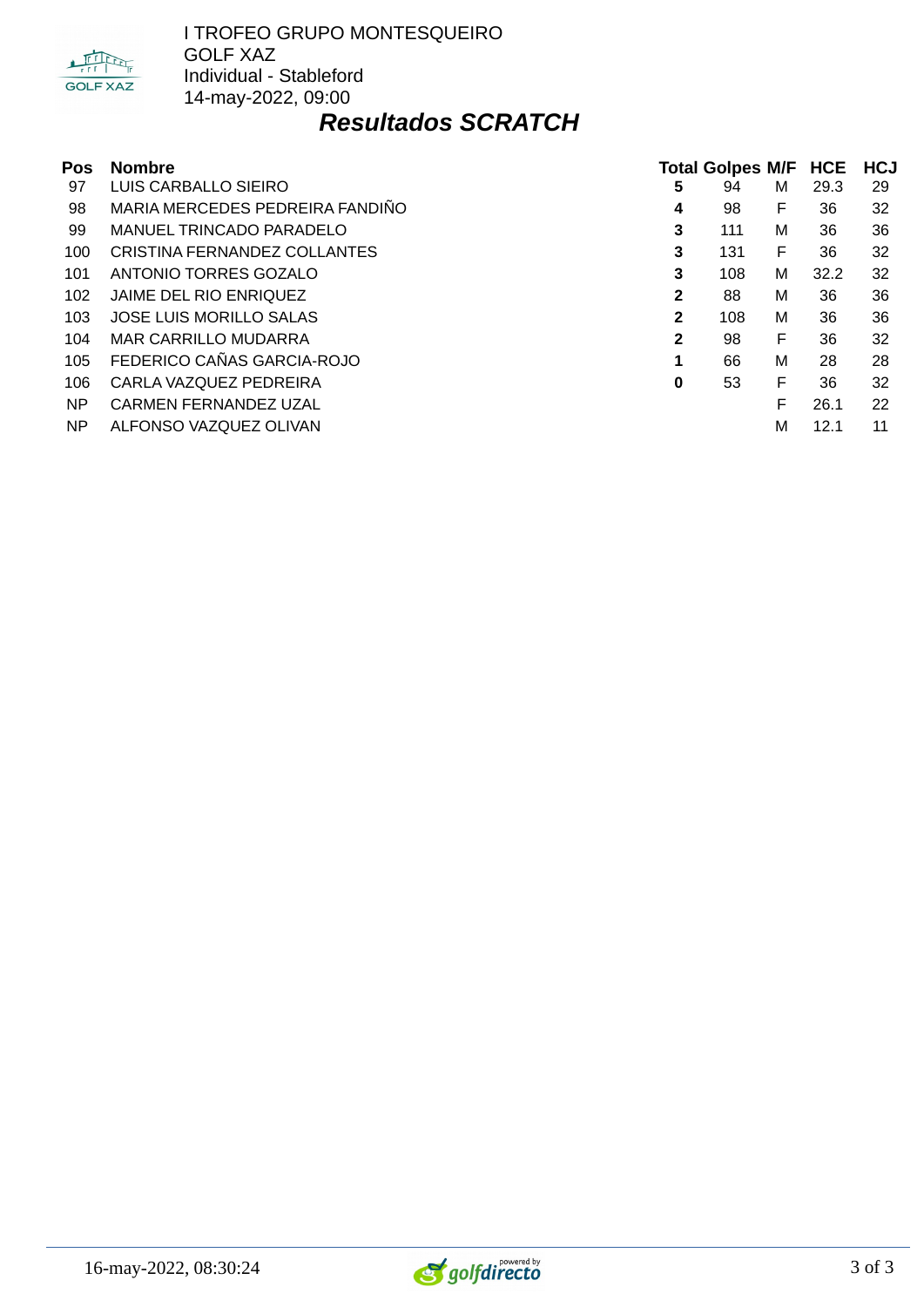I TROFEO GRUPO MONTESQUEIRO
GOLF XAZ
Individual - Stableford
14-may-2022, 09:00

# *Resultados SCRATCH*

| Pos | Nombre | Total | Golpes | M/F | HCE | HCJ |
|---|---|---|---|---|---|---|
| 97 | LUIS CARBALLO SIEIRO | **5** | 94 | M | 29.3 | 29 |
| 98 | MARIA MERCEDES PEDREIRA FANDIÑO | **4** | 98 | F | 36 | 32 |
| 99 | MANUEL TRINCADO PARADELO | **3** | 111 | M | 36 | 36 |
| 100 | CRISTINA FERNANDEZ COLLANTES | **3** | 131 | F | 36 | 32 |
| 101 | ANTONIO TORRES GOZALO | **3** | 108 | M | 32.2 | 32 |
| 102 | JAIME DEL RIO ENRIQUEZ | **2** | 88 | M | 36 | 36 |
| 103 | JOSE LUIS MORILLO SALAS | **2** | 108 | M | 36 | 36 |
| 104 | MAR CARRILLO MUDARRA | **2** | 98 | F | 36 | 32 |
| 105 | FEDERICO CAÑAS GARCIA-ROJO | **1** | 66 | M | 28 | 28 |
| 106 | CARLA VAZQUEZ PEDREIRA | **0** | 53 | F | 36 | 32 |
| NP | CARMEN FERNANDEZ UZAL | | | F | 26.1 | 22 |
| NP | ALFONSO VAZQUEZ OLIVAN | | | M | 12.1 | 11 |

16-may-2022, 08:30:24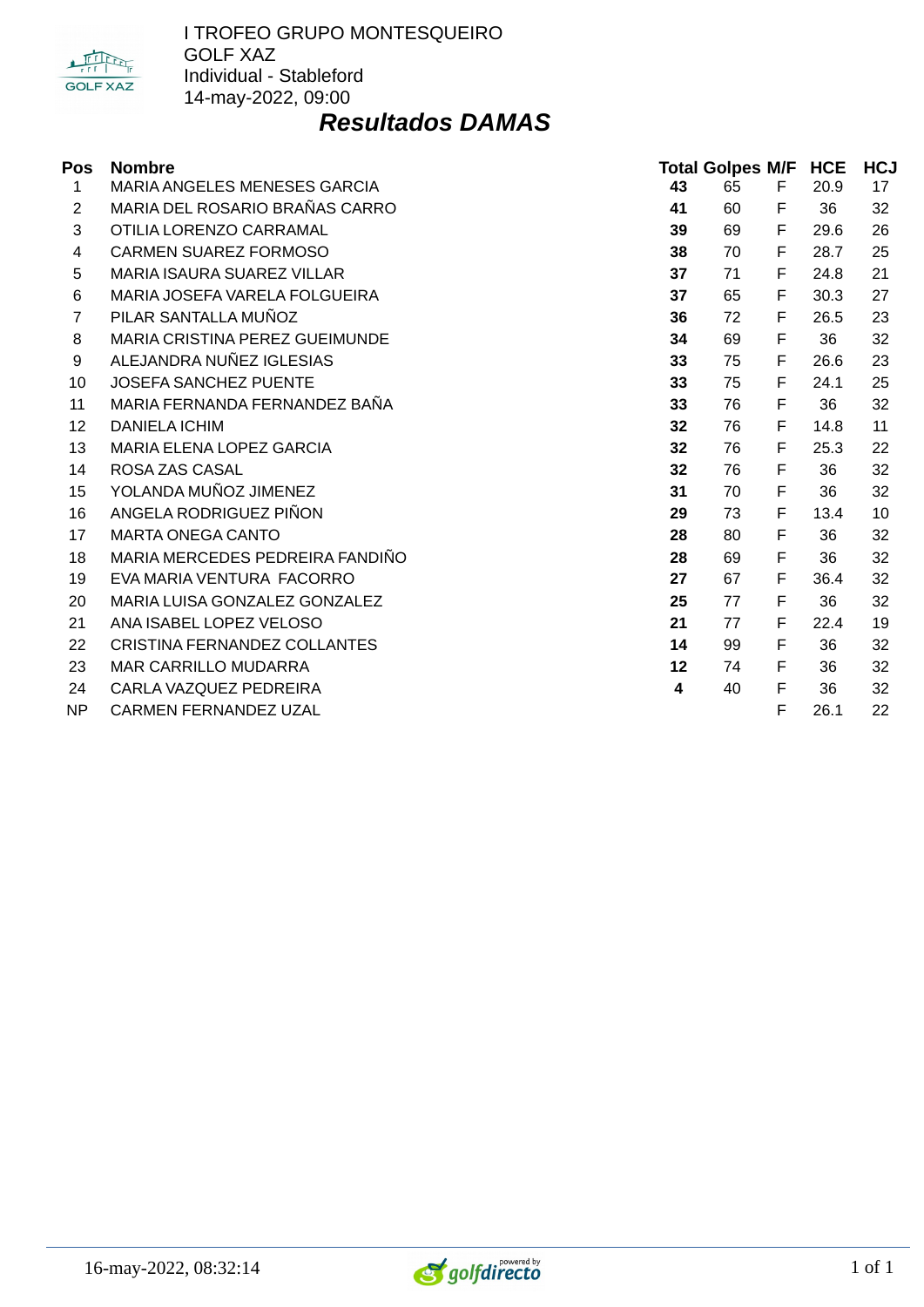I TROFEO GRUPO MONTESQUEIRO
GOLF XAZ
Individual - Stableford
14-may-2022, 09:00

## *Resultados DAMAS*

| Pos | Nombre | Total | Golpes | M/F | HCE | HCJ |
|---|---|---|---|---|---|---|
| 1 | MARIA ANGELES MENESES GARCIA | **43** | 65 | F | 20.9 | 17 |
| 2 | MARIA DEL ROSARIO BRAÑAS CARRO | **41** | 60 | F | 36 | 32 |
| 3 | OTILIA LORENZO CARRAMAL | **39** | 69 | F | 29.6 | 26 |
| 4 | CARMEN SUAREZ FORMOSO | **38** | 70 | F | 28.7 | 25 |
| 5 | MARIA ISAURA SUAREZ VILLAR | **37** | 71 | F | 24.8 | 21 |
| 6 | MARIA JOSEFA VARELA FOLGUEIRA | **37** | 65 | F | 30.3 | 27 |
| 7 | PILAR SANTALLA MUÑOZ | **36** | 72 | F | 26.5 | 23 |
| 8 | MARIA CRISTINA PEREZ GUEIMUNDE | **34** | 69 | F | 36 | 32 |
| 9 | ALEJANDRA NUÑEZ IGLESIAS | **33** | 75 | F | 26.6 | 23 |
| 10 | JOSEFA SANCHEZ PUENTE | **33** | 75 | F | 24.1 | 25 |
| 11 | MARIA FERNANDA FERNANDEZ BAÑA | **33** | 76 | F | 36 | 32 |
| 12 | DANIELA ICHIM | **32** | 76 | F | 14.8 | 11 |
| 13 | MARIA ELENA LOPEZ GARCIA | **32** | 76 | F | 25.3 | 22 |
| 14 | ROSA ZAS CASAL | **32** | 76 | F | 36 | 32 |
| 15 | YOLANDA MUÑOZ JIMENEZ | **31** | 70 | F | 36 | 32 |
| 16 | ANGELA RODRIGUEZ PIÑON | **29** | 73 | F | 13.4 | 10 |
| 17 | MARTA ONEGA CANTO | **28** | 80 | F | 36 | 32 |
| 18 | MARIA MERCEDES PEDREIRA FANDIÑO | **28** | 69 | F | 36 | 32 |
| 19 | EVA MARIA VENTURA FACORRO | **27** | 67 | F | 36.4 | 32 |
| 20 | MARIA LUISA GONZALEZ GONZALEZ | **25** | 77 | F | 36 | 32 |
| 21 | ANA ISABEL LOPEZ VELOSO | **21** | 77 | F | 22.4 | 19 |
| 22 | CRISTINA FERNANDEZ COLLANTES | **14** | 99 | F | 36 | 32 |
| 23 | MAR CARRILLO MUDARRA | **12** | 74 | F | 36 | 32 |
| 24 | CARLA VAZQUEZ PEDREIRA | **4** | 40 | F | 36 | 32 |
| NP | CARMEN FERNANDEZ UZAL | | | F | 26.1 | 22 |

16-may-2022, 08:32:14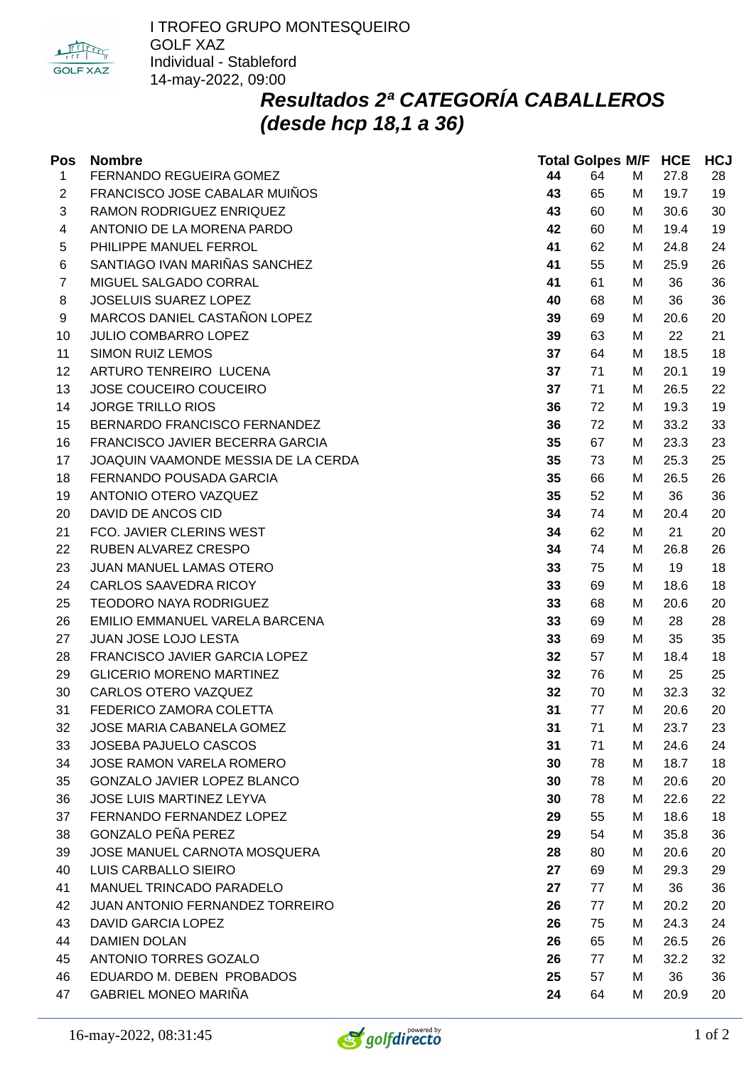I TROFEO GRUPO MONTESQUEIRO
GOLF XAZ
Individual - Stableford
14-may-2022, 09:00

## *Resultados 2ª CATEGORÍA CABALLEROS (desde hcp 18,1 a 36)*

| Pos | Nombre | Total | Golpes | M/F | HCE | HCJ |
|---|---|---|---|---|---|---|
| 1 | FERNANDO REGUEIRA GOMEZ | **44** | 64 | M | 27.8 | 28 |
| 2 | FRANCISCO JOSE CABALAR MUIÑOS | **43** | 65 | M | 19.7 | 19 |
| 3 | RAMON RODRIGUEZ ENRIQUEZ | **43** | 60 | M | 30.6 | 30 |
| 4 | ANTONIO DE LA MORENA PARDO | **42** | 60 | M | 19.4 | 19 |
| 5 | PHILIPPE MANUEL FERROL | **41** | 62 | M | 24.8 | 24 |
| 6 | SANTIAGO IVAN MARIÑAS SANCHEZ | **41** | 55 | M | 25.9 | 26 |
| 7 | MIGUEL SALGADO CORRAL | **41** | 61 | M | 36 | 36 |
| 8 | JOSELUIS SUAREZ LOPEZ | **40** | 68 | M | 36 | 36 |
| 9 | MARCOS DANIEL CASTAÑON LOPEZ | **39** | 69 | M | 20.6 | 20 |
| 10 | JULIO COMBARRO LOPEZ | **39** | 63 | M | 22 | 21 |
| 11 | SIMON RUIZ LEMOS | **37** | 64 | M | 18.5 | 18 |
| 12 | ARTURO TENREIRO LUCENA | **37** | 71 | M | 20.1 | 19 |
| 13 | JOSE COUCEIRO COUCEIRO | **37** | 71 | M | 26.5 | 22 |
| 14 | JORGE TRILLO RIOS | **36** | 72 | M | 19.3 | 19 |
| 15 | BERNARDO FRANCISCO FERNANDEZ | **36** | 72 | M | 33.2 | 33 |
| 16 | FRANCISCO JAVIER BECERRA GARCIA | **35** | 67 | M | 23.3 | 23 |
| 17 | JOAQUIN VAAMONDE MESSIA DE LA CERDA | **35** | 73 | M | 25.3 | 25 |
| 18 | FERNANDO POUSADA GARCIA | **35** | 66 | M | 26.5 | 26 |
| 19 | ANTONIO OTERO VAZQUEZ | **35** | 52 | M | 36 | 36 |
| 20 | DAVID DE ANCOS CID | **34** | 74 | M | 20.4 | 20 |
| 21 | FCO. JAVIER CLERINS WEST | **34** | 62 | M | 21 | 20 |
| 22 | RUBEN ALVAREZ CRESPO | **34** | 74 | M | 26.8 | 26 |
| 23 | JUAN MANUEL LAMAS OTERO | **33** | 75 | M | 19 | 18 |
| 24 | CARLOS SAAVEDRA RICOY | **33** | 69 | M | 18.6 | 18 |
| 25 | TEODORO NAYA RODRIGUEZ | **33** | 68 | M | 20.6 | 20 |
| 26 | EMILIO EMMANUEL VARELA BARCENA | **33** | 69 | M | 28 | 28 |
| 27 | JUAN JOSE LOJO LESTA | **33** | 69 | M | 35 | 35 |
| 28 | FRANCISCO JAVIER GARCIA LOPEZ | **32** | 57 | M | 18.4 | 18 |
| 29 | GLICERIO MORENO MARTINEZ | **32** | 76 | M | 25 | 25 |
| 30 | CARLOS OTERO VAZQUEZ | **32** | 70 | M | 32.3 | 32 |
| 31 | FEDERICO ZAMORA COLETTA | **31** | 77 | M | 20.6 | 20 |
| 32 | JOSE MARIA CABANELA GOMEZ | **31** | 71 | M | 23.7 | 23 |
| 33 | JOSEBA PAJUELO CASCOS | **31** | 71 | M | 24.6 | 24 |
| 34 | JOSE RAMON VARELA ROMERO | **30** | 78 | M | 18.7 | 18 |
| 35 | GONZALO JAVIER LOPEZ BLANCO | **30** | 78 | M | 20.6 | 20 |
| 36 | JOSE LUIS MARTINEZ LEYVA | **30** | 78 | M | 22.6 | 22 |
| 37 | FERNANDO FERNANDEZ LOPEZ | **29** | 55 | M | 18.6 | 18 |
| 38 | GONZALO PEÑA PEREZ | **29** | 54 | M | 35.8 | 36 |
| 39 | JOSE MANUEL CARNOTA MOSQUERA | **28** | 80 | M | 20.6 | 20 |
| 40 | LUIS CARBALLO SIEIRO | **27** | 69 | M | 29.3 | 29 |
| 41 | MANUEL TRINCADO PARADELO | **27** | 77 | M | 36 | 36 |
| 42 | JUAN ANTONIO FERNANDEZ TORREIRO | **26** | 77 | M | 20.2 | 20 |
| 43 | DAVID GARCIA LOPEZ | **26** | 75 | M | 24.3 | 24 |
| 44 | DAMIEN DOLAN | **26** | 65 | M | 26.5 | 26 |
| 45 | ANTONIO TORRES GOZALO | **26** | 77 | M | 32.2 | 32 |
| 46 | EDUARDO M. DEBEN PROBADOS | **25** | 57 | M | 36 | 36 |
| 47 | GABRIEL MONEO MARIÑA | **24** | 64 | M | 20.9 | 20 |

16-may-2022, 08:31:45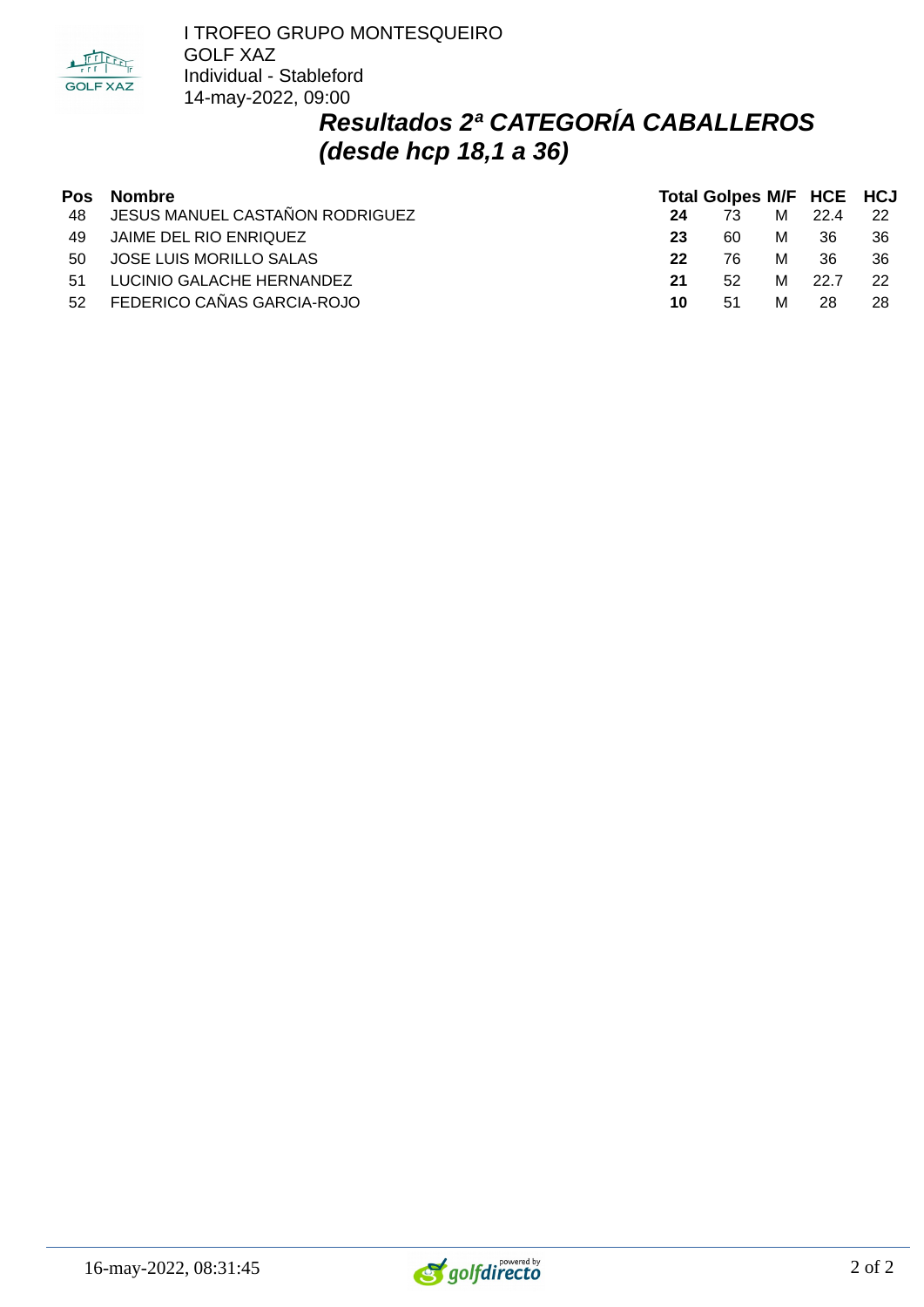I TROFEO GRUPO MONTESQUEIRO
GOLF XAZ
Individual - Stableford
14-may-2022, 09:00

## *Resultados 2ª CATEGORÍA CABALLEROS (desde hcp 18,1 a 36)*

| Pos | Nombre | Total | Golpes | M/F | HCE | HCJ |
|---|---|---|---|---|---|---|
| 48 | JESUS MANUEL CASTAÑON RODRIGUEZ | **24** | 73 | M | 22.4 | 22 |
| 49 | JAIME DEL RIO ENRIQUEZ | **23** | 60 | M | 36 | 36 |
| 50 | JOSE LUIS MORILLO SALAS | **22** | 76 | M | 36 | 36 |
| 51 | LUCINIO GALACHE HERNANDEZ | **21** | 52 | M | 22.7 | 22 |
| 52 | FEDERICO CAÑAS GARCIA-ROJO | **10** | 51 | M | 28 | 28 |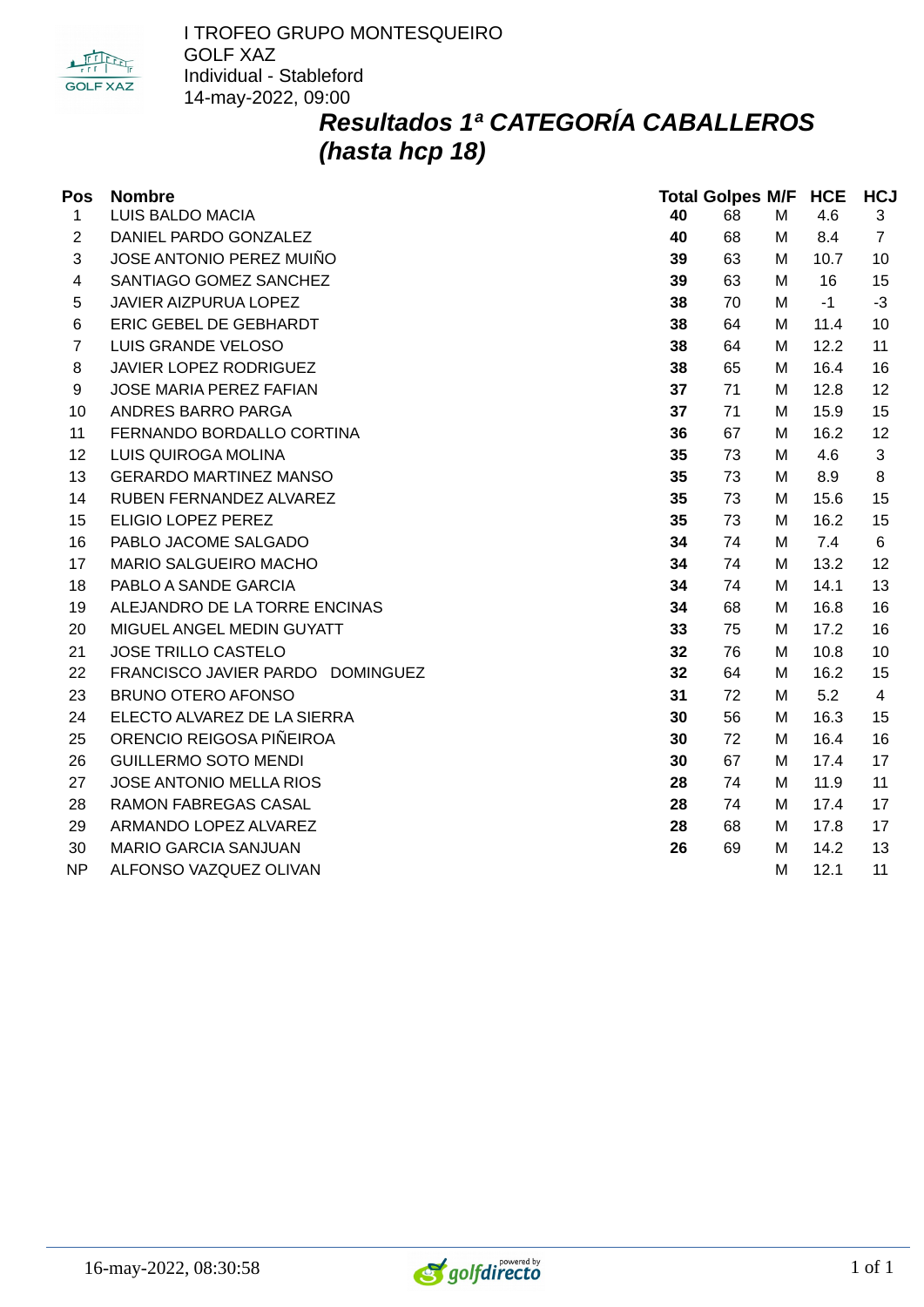I TROFEO GRUPO MONTESQUEIRO
GOLF XAZ
Individual - Stableford
14-may-2022, 09:00

# *Resultados 1ª CATEGORÍA CABALLEROS (hasta hcp 18)*

| Pos | Nombre | Total | Golpes | M/F | HCE | HCJ |
|---|---|---|---|---|---|---|
| 1 | LUIS BALDO MACIA | **40** | 68 | M | 4.6 | 3 |
| 2 | DANIEL PARDO GONZALEZ | **40** | 68 | M | 8.4 | 7 |
| 3 | JOSE ANTONIO PEREZ MUIÑO | **39** | 63 | M | 10.7 | 10 |
| 4 | SANTIAGO GOMEZ SANCHEZ | **39** | 63 | M | 16 | 15 |
| 5 | JAVIER AIZPURUA LOPEZ | **38** | 70 | M | -1 | -3 |
| 6 | ERIC GEBEL DE GEBHARDT | **38** | 64 | M | 11.4 | 10 |
| 7 | LUIS GRANDE VELOSO | **38** | 64 | M | 12.2 | 11 |
| 8 | JAVIER LOPEZ RODRIGUEZ | **38** | 65 | M | 16.4 | 16 |
| 9 | JOSE MARIA PEREZ FAFIAN | **37** | 71 | M | 12.8 | 12 |
| 10 | ANDRES BARRO PARGA | **37** | 71 | M | 15.9 | 15 |
| 11 | FERNANDO BORDALLO CORTINA | **36** | 67 | M | 16.2 | 12 |
| 12 | LUIS QUIROGA MOLINA | **35** | 73 | M | 4.6 | 3 |
| 13 | GERARDO MARTINEZ MANSO | **35** | 73 | M | 8.9 | 8 |
| 14 | RUBEN FERNANDEZ ALVAREZ | **35** | 73 | M | 15.6 | 15 |
| 15 | ELIGIO LOPEZ PEREZ | **35** | 73 | M | 16.2 | 15 |
| 16 | PABLO JACOME SALGADO | **34** | 74 | M | 7.4 | 6 |
| 17 | MARIO SALGUEIRO MACHO | **34** | 74 | M | 13.2 | 12 |
| 18 | PABLO A SANDE GARCIA | **34** | 74 | M | 14.1 | 13 |
| 19 | ALEJANDRO DE LA TORRE ENCINAS | **34** | 68 | M | 16.8 | 16 |
| 20 | MIGUEL ANGEL MEDIN GUYATT | **33** | 75 | M | 17.2 | 16 |
| 21 | JOSE TRILLO CASTELO | **32** | 76 | M | 10.8 | 10 |
| 22 | FRANCISCO JAVIER PARDO DOMINGUEZ | **32** | 64 | M | 16.2 | 15 |
| 23 | BRUNO OTERO AFONSO | **31** | 72 | M | 5.2 | 4 |
| 24 | ELECTO ALVAREZ DE LA SIERRA | **30** | 56 | M | 16.3 | 15 |
| 25 | ORENCIO REIGOSA PIÑEIROA | **30** | 72 | M | 16.4 | 16 |
| 26 | GUILLERMO SOTO MENDI | **30** | 67 | M | 17.4 | 17 |
| 27 | JOSE ANTONIO MELLA RIOS | **28** | 74 | M | 11.9 | 11 |
| 28 | RAMON FABREGAS CASAL | **28** | 74 | M | 17.4 | 17 |
| 29 | ARMANDO LOPEZ ALVAREZ | **28** | 68 | M | 17.8 | 17 |
| 30 | MARIO GARCIA SANJUAN | **26** | 69 | M | 14.2 | 13 |
| NP | ALFONSO VAZQUEZ OLIVAN | | | M | 12.1 | 11 |

16-may-2022, 08:30:58